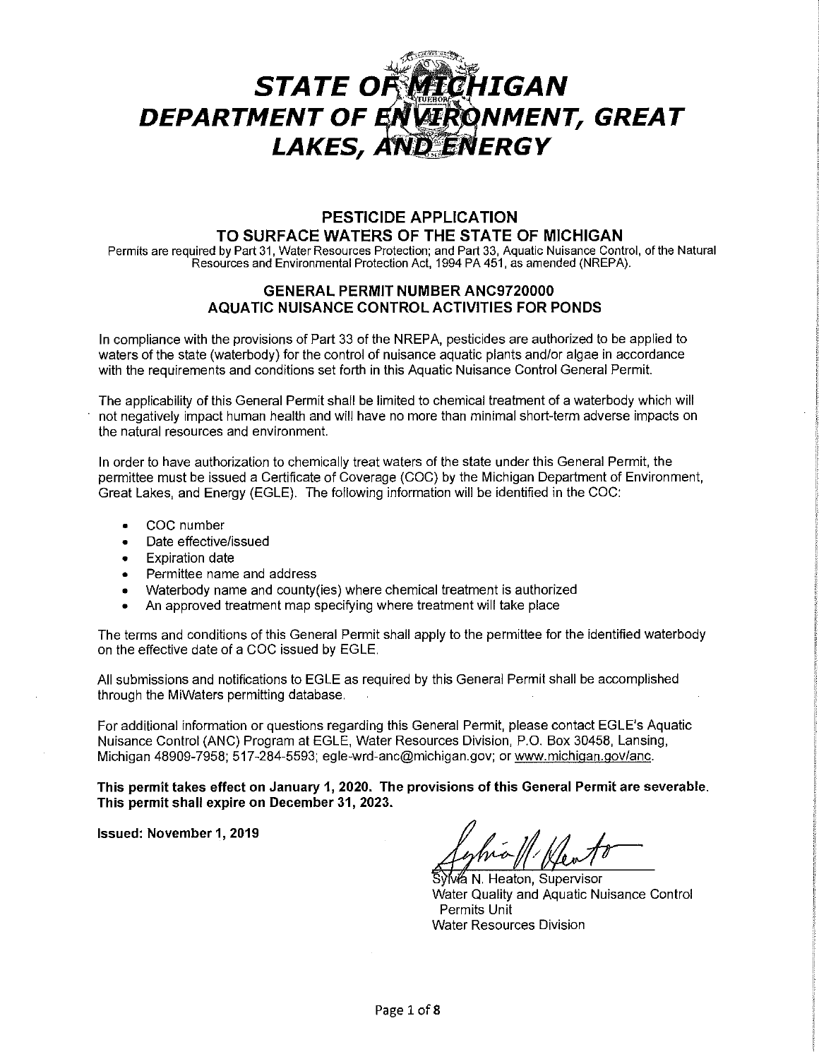# STATE OF MICHIGAN
# DEPARTMENT OF ENVIRONMENT, GREAT LAKES, AND ENERGY

## PESTICIDE APPLICATION TO SURFACE WATERS OF THE STATE OF MICHIGAN

Permits are required by Part 31, Water Resources Protection; and Part 33, Aquatic Nuisance Control, of the Natural Resources and Environmental Protection Act, 1994 PA 451, as amended (NREPA).

### GENERAL PERMIT NUMBER ANC9720000
### AQUATIC NUISANCE CONTROL ACTIVITIES FOR PONDS

In compliance with the provisions of Part 33 of the NREPA, pesticides are authorized to be applied to waters of the state (waterbody) for the control of nuisance aquatic plants and/or algae in accordance with the requirements and conditions set forth in this Aquatic Nuisance Control General Permit.

The applicability of this General Permit shall be limited to chemical treatment of a waterbody which will not negatively impact human health and will have no more than minimal short-term adverse impacts on the natural resources and environment.

In order to have authorization to chemically treat waters of the state under this General Permit, the permittee must be issued a Certificate of Coverage (COC) by the Michigan Department of Environment, Great Lakes, and Energy (EGLE). The following information will be identified in the COC:

- COC number
- Date effective/issued
- Expiration date
- Permittee name and address
- Waterbody name and county(ies) where chemical treatment is authorized
- An approved treatment map specifying where treatment will take place

The terms and conditions of this General Permit shall apply to the permittee for the identified waterbody on the effective date of a COC issued by EGLE.

All submissions and notifications to EGLE as required by this General Permit shall be accomplished through the MiWaters permitting database.

For additional information or questions regarding this General Permit, please contact EGLE's Aquatic Nuisance Control (ANC) Program at EGLE, Water Resources Division, P.O. Box 30458, Lansing, Michigan 48909-7958; 517-284-5593; egle-wrd-anc@michigan.gov; or www.michigan.gov/anc.

**This permit takes effect on January 1, 2020. The provisions of this General Permit are severable. This permit shall expire on December 31, 2023.**

**Issued: November 1, 2019**

Sylvia N. Heaton, Supervisor
Water Quality and Aquatic Nuisance Control Permits Unit
Water Resources Division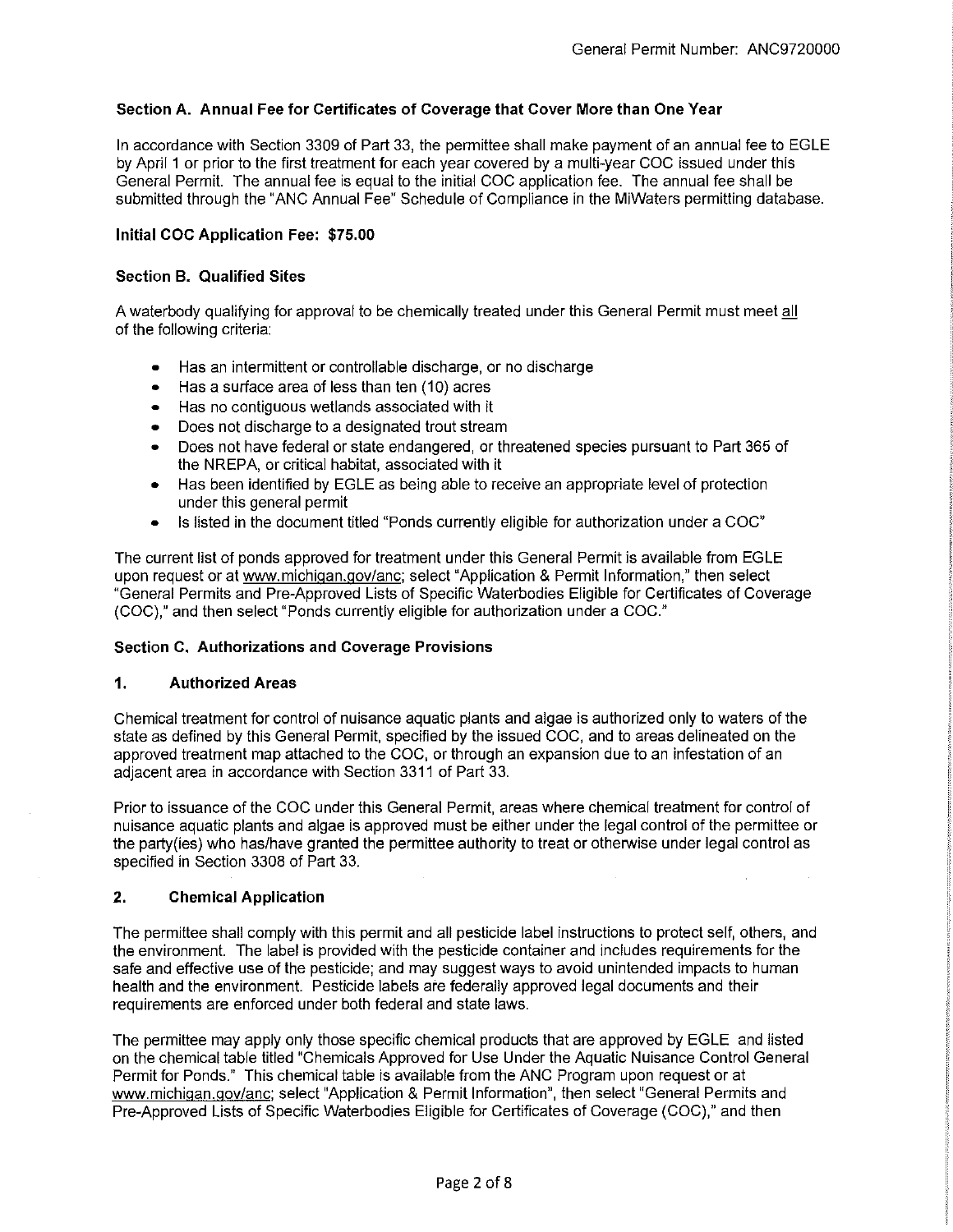### Section A. Annual Fee for Certificates of Coverage that Cover More than One Year

In accordance with Section 3309 of Part 33, the permittee shall make payment of an annual fee to EGLE by April 1 or prior to the first treatment for each year covered by a multi-year COC issued under this General Permit. The annual fee is equal to the initial COC application fee. The annual fee shall be submitted through the "ANC Annual Fee" Schedule of Compliance in the MiWaters permitting database.

**Initial COC Application Fee: $75.00**

### Section B. Qualified Sites

A waterbody qualifying for approval to be chemically treated under this General Permit must meet all of the following criteria:

- Has an intermittent or controllable discharge, or no discharge
- Has a surface area of less than ten (10) acres
- Has no contiguous wetlands associated with it
- Does not discharge to a designated trout stream
- Does not have federal or state endangered, or threatened species pursuant to Part 365 of the NREPA, or critical habitat, associated with it
- Has been identified by EGLE as being able to receive an appropriate level of protection under this general permit
- Is listed in the document titled "Ponds currently eligible for authorization under a COC"

The current list of ponds approved for treatment under this General Permit is available from EGLE upon request or at www.michigan.gov/anc; select "Application & Permit Information," then select "General Permits and Pre-Approved Lists of Specific Waterbodies Eligible for Certificates of Coverage (COC)," and then select "Ponds currently eligible for authorization under a COC."

### Section C. Authorizations and Coverage Provisions

#### 1. Authorized Areas

Chemical treatment for control of nuisance aquatic plants and algae is authorized only to waters of the state as defined by this General Permit, specified by the issued COC, and to areas delineated on the approved treatment map attached to the COC, or through an expansion due to an infestation of an adjacent area in accordance with Section 3311 of Part 33.

Prior to issuance of the COC under this General Permit, areas where chemical treatment for control of nuisance aquatic plants and algae is approved must be either under the legal control of the permittee or the party(ies) who has/have granted the permittee authority to treat or otherwise under legal control as specified in Section 3308 of Part 33.

#### 2. Chemical Application

The permittee shall comply with this permit and all pesticide label instructions to protect self, others, and the environment. The label is provided with the pesticide container and includes requirements for the safe and effective use of the pesticide; and may suggest ways to avoid unintended impacts to human health and the environment. Pesticide labels are federally approved legal documents and their requirements are enforced under both federal and state laws.

The permittee may apply only those specific chemical products that are approved by EGLE and listed on the chemical table titled "Chemicals Approved for Use Under the Aquatic Nuisance Control General Permit for Ponds." This chemical table is available from the ANC Program upon request or at www.michigan.gov/anc; select "Application & Permit Information", then select "General Permits and Pre-Approved Lists of Specific Waterbodies Eligible for Certificates of Coverage (COC)," and then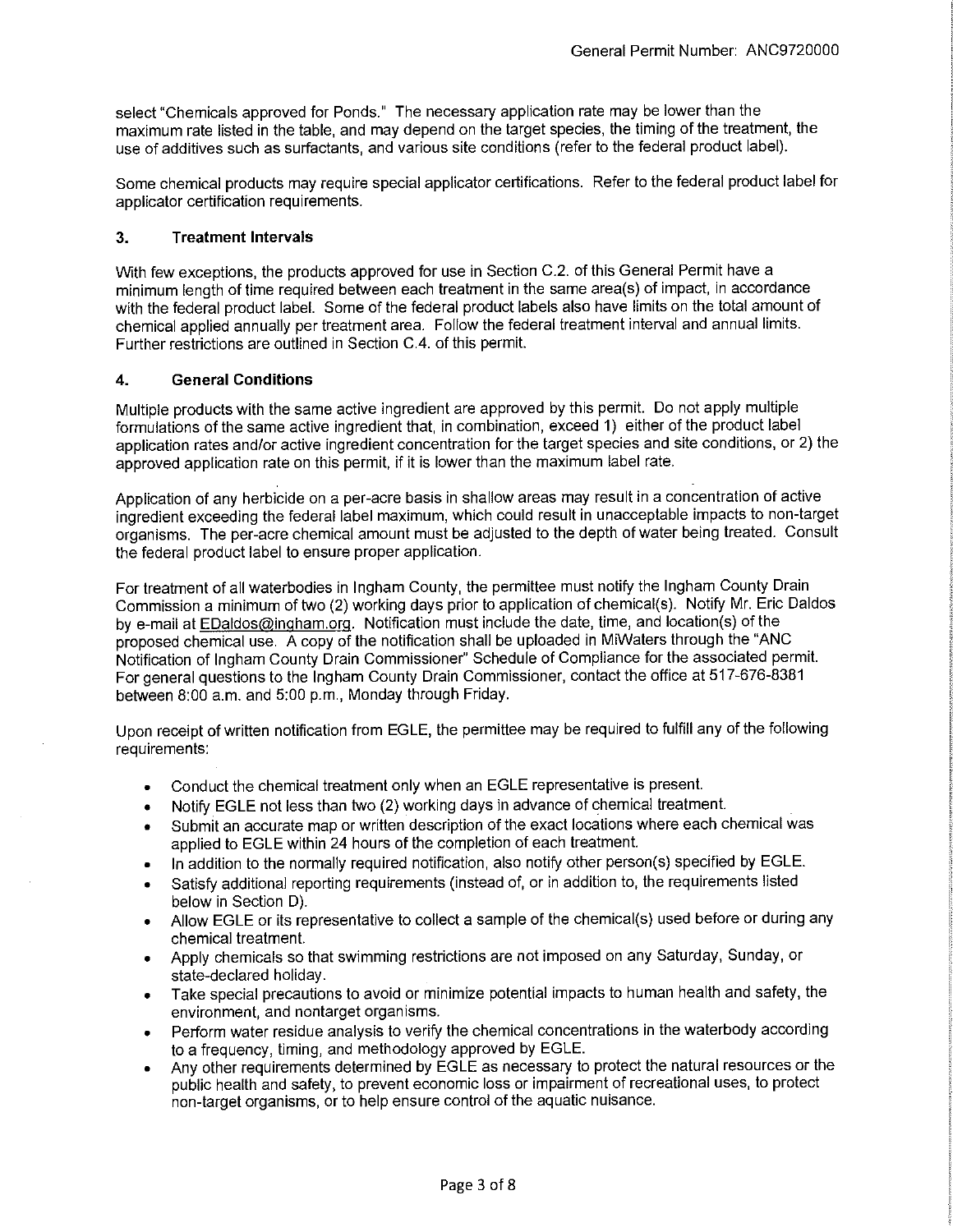select "Chemicals approved for Ponds." The necessary application rate may be lower than the maximum rate listed in the table, and may depend on the target species, the timing of the treatment, the use of additives such as surfactants, and various site conditions (refer to the federal product label).

Some chemical products may require special applicator certifications. Refer to the federal product label for applicator certification requirements.

### 3. Treatment Intervals

With few exceptions, the products approved for use in Section C.2. of this General Permit have a minimum length of time required between each treatment in the same area(s) of impact, in accordance with the federal product label. Some of the federal product labels also have limits on the total amount of chemical applied annually per treatment area. Follow the federal treatment interval and annual limits. Further restrictions are outlined in Section C.4. of this permit.

### 4. General Conditions

Multiple products with the same active ingredient are approved by this permit. Do not apply multiple formulations of the same active ingredient that, in combination, exceed 1) either of the product label application rates and/or active ingredient concentration for the target species and site conditions, or 2) the approved application rate on this permit, if it is lower than the maximum label rate.

Application of any herbicide on a per-acre basis in shallow areas may result in a concentration of active ingredient exceeding the federal label maximum, which could result in unacceptable impacts to non-target organisms. The per-acre chemical amount must be adjusted to the depth of water being treated. Consult the federal product label to ensure proper application.

For treatment of all waterbodies in Ingham County, the permittee must notify the Ingham County Drain Commission a minimum of two (2) working days prior to application of chemical(s). Notify Mr. Eric Daldos by e-mail at EDaldos@ingham.org. Notification must include the date, time, and location(s) of the proposed chemical use. A copy of the notification shall be uploaded in MiWaters through the "ANC Notification of Ingham County Drain Commissioner" Schedule of Compliance for the associated permit. For general questions to the Ingham County Drain Commissioner, contact the office at 517-676-8381 between 8:00 a.m. and 5:00 p.m., Monday through Friday.

Upon receipt of written notification from EGLE, the permittee may be required to fulfill any of the following requirements:

- Conduct the chemical treatment only when an EGLE representative is present.
- Notify EGLE not less than two (2) working days in advance of chemical treatment.
- Submit an accurate map or written description of the exact locations where each chemical was applied to EGLE within 24 hours of the completion of each treatment.
- In addition to the normally required notification, also notify other person(s) specified by EGLE.
- Satisfy additional reporting requirements (instead of, or in addition to, the requirements listed below in Section D).
- Allow EGLE or its representative to collect a sample of the chemical(s) used before or during any chemical treatment.
- Apply chemicals so that swimming restrictions are not imposed on any Saturday, Sunday, or state-declared holiday.
- Take special precautions to avoid or minimize potential impacts to human health and safety, the environment, and nontarget organisms.
- Perform water residue analysis to verify the chemical concentrations in the waterbody according to a frequency, timing, and methodology approved by EGLE.
- Any other requirements determined by EGLE as necessary to protect the natural resources or the public health and safety, to prevent economic loss or impairment of recreational uses, to protect non-target organisms, or to help ensure control of the aquatic nuisance.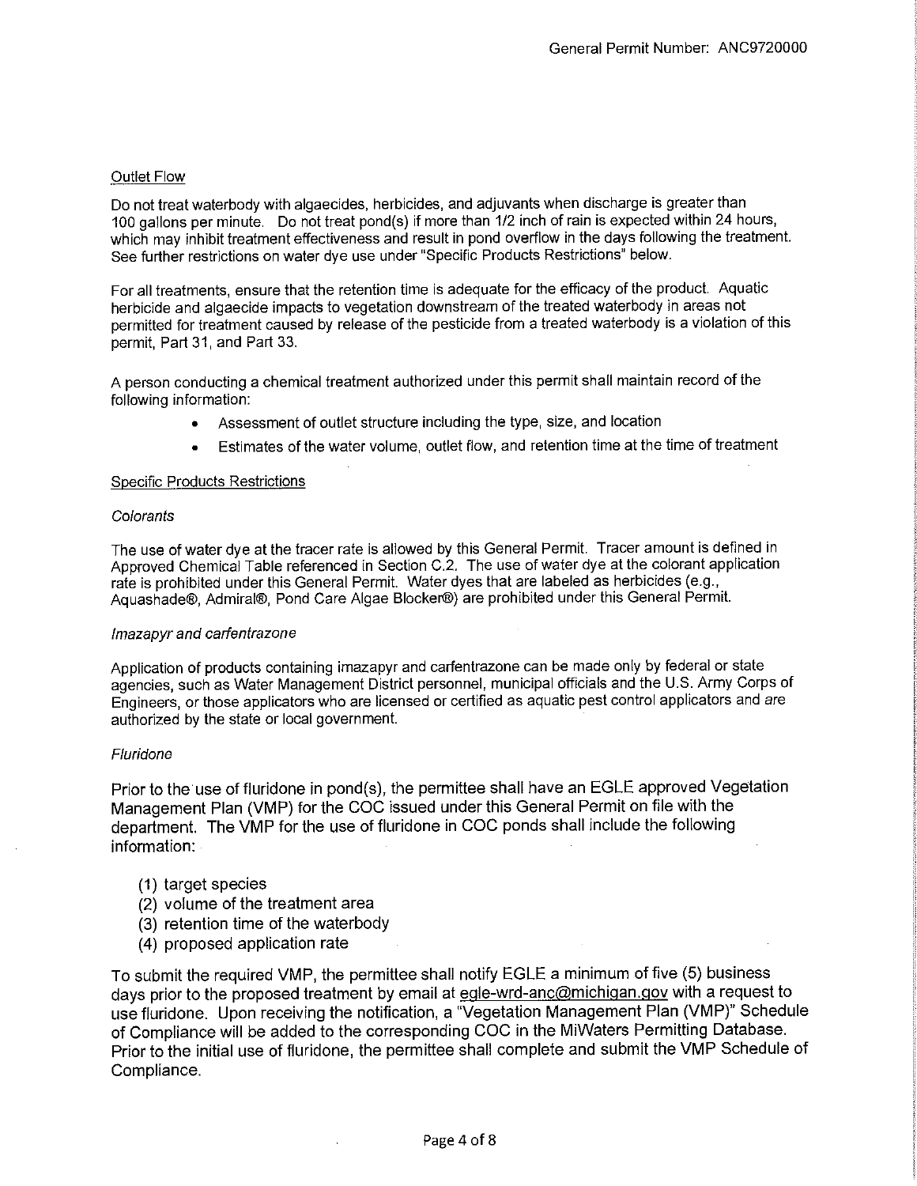Outlet Flow

Do not treat waterbody with algaecides, herbicides, and adjuvants when discharge is greater than 100 gallons per minute. Do not treat pond(s) if more than 1/2 inch of rain is expected within 24 hours, which may inhibit treatment effectiveness and result in pond overflow in the days following the treatment. See further restrictions on water dye use under "Specific Products Restrictions" below.

For all treatments, ensure that the retention time is adequate for the efficacy of the product. Aquatic herbicide and algaecide impacts to vegetation downstream of the treated waterbody in areas not permitted for treatment caused by release of the pesticide from a treated waterbody is a violation of this permit, Part 31, and Part 33.

A person conducting a chemical treatment authorized under this permit shall maintain record of the following information:

- Assessment of outlet structure including the type, size, and location
- Estimates of the water volume, outlet flow, and retention time at the time of treatment

Specific Products Restrictions

*Colorants*

The use of water dye at the tracer rate is allowed by this General Permit. Tracer amount is defined in Approved Chemical Table referenced in Section C.2. The use of water dye at the colorant application rate is prohibited under this General Permit. Water dyes that are labeled as herbicides (e.g., Aquashade®, Admiral®, Pond Care Algae Blocker®) are prohibited under this General Permit.

*Imazapyr and carfentrazone*

Application of products containing imazapyr and carfentrazone can be made only by federal or state agencies, such as Water Management District personnel, municipal officials and the U.S. Army Corps of Engineers, or those applicators who are licensed or certified as aquatic pest control applicators and are authorized by the state or local government.

*Fluridone*

Prior to the use of fluridone in pond(s), the permittee shall have an EGLE approved Vegetation Management Plan (VMP) for the COC issued under this General Permit on file with the department. The VMP for the use of fluridone in COC ponds shall include the following information:

(1) target species
(2) volume of the treatment area
(3) retention time of the waterbody
(4) proposed application rate

To submit the required VMP, the permittee shall notify EGLE a minimum of five (5) business days prior to the proposed treatment by email at egle-wrd-anc@michigan.gov with a request to use fluridone. Upon receiving the notification, a "Vegetation Management Plan (VMP)" Schedule of Compliance will be added to the corresponding COC in the MiWaters Permitting Database. Prior to the initial use of fluridone, the permittee shall complete and submit the VMP Schedule of Compliance.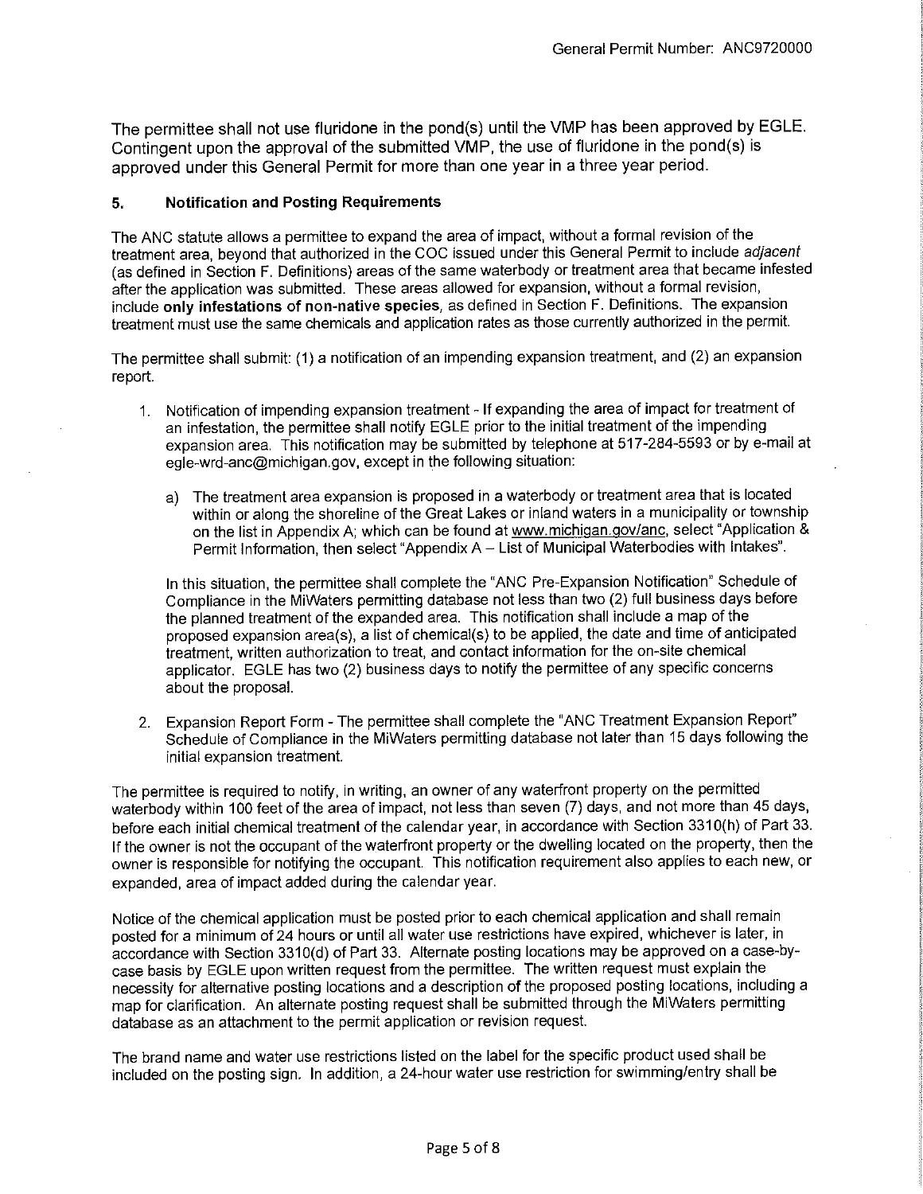The permittee shall not use fluridone in the pond(s) until the VMP has been approved by EGLE. Contingent upon the approval of the submitted VMP, the use of fluridone in the pond(s) is approved under this General Permit for more than one year in a three year period.

### 5. Notification and Posting Requirements

The ANC statute allows a permittee to expand the area of impact, without a formal revision of the treatment area, beyond that authorized in the COC issued under this General Permit to include *adjacent* (as defined in Section F. Definitions) areas of the same waterbody or treatment area that became infested after the application was submitted. These areas allowed for expansion, without a formal revision, include **only infestations of non-native species**, as defined in Section F. Definitions. The expansion treatment must use the same chemicals and application rates as those currently authorized in the permit.

The permittee shall submit: (1) a notification of an impending expansion treatment, and (2) an expansion report.

1. Notification of impending expansion treatment - If expanding the area of impact for treatment of an infestation, the permittee shall notify EGLE prior to the initial treatment of the impending expansion area. This notification may be submitted by telephone at 517-284-5593 or by e-mail at egle-wrd-anc@michigan.gov, except in the following situation:

   a) The treatment area expansion is proposed in a waterbody or treatment area that is located within or along the shoreline of the Great Lakes or inland waters in a municipality or township on the list in Appendix A; which can be found at www.michigan.gov/anc, select "Application & Permit Information, then select "Appendix A – List of Municipal Waterbodies with Intakes".

   In this situation, the permittee shall complete the "ANC Pre-Expansion Notification" Schedule of Compliance in the MiWaters permitting database not less than two (2) full business days before the planned treatment of the expanded area. This notification shall include a map of the proposed expansion area(s), a list of chemical(s) to be applied, the date and time of anticipated treatment, written authorization to treat, and contact information for the on-site chemical applicator. EGLE has two (2) business days to notify the permittee of any specific concerns about the proposal.

2. Expansion Report Form - The permittee shall complete the "ANC Treatment Expansion Report" Schedule of Compliance in the MiWaters permitting database not later than 15 days following the initial expansion treatment.

The permittee is required to notify, in writing, an owner of any waterfront property on the permitted waterbody within 100 feet of the area of impact, not less than seven (7) days, and not more than 45 days, before each initial chemical treatment of the calendar year, in accordance with Section 3310(h) of Part 33. If the owner is not the occupant of the waterfront property or the dwelling located on the property, then the owner is responsible for notifying the occupant. This notification requirement also applies to each new, or expanded, area of impact added during the calendar year.

Notice of the chemical application must be posted prior to each chemical application and shall remain posted for a minimum of 24 hours or until all water use restrictions have expired, whichever is later, in accordance with Section 3310(d) of Part 33. Alternate posting locations may be approved on a case-by-case basis by EGLE upon written request from the permittee. The written request must explain the necessity for alternative posting locations and a description of the proposed posting locations, including a map for clarification. An alternate posting request shall be submitted through the MiWaters permitting database as an attachment to the permit application or revision request.

The brand name and water use restrictions listed on the label for the specific product used shall be included on the posting sign. In addition, a 24-hour water use restriction for swimming/entry shall be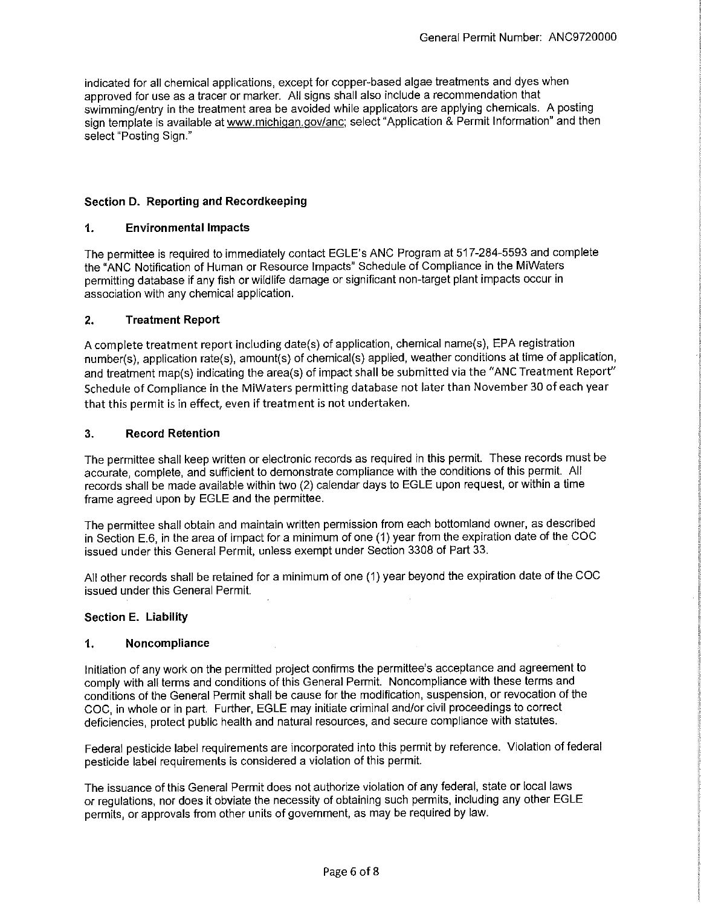indicated for all chemical applications, except for copper-based algae treatments and dyes when approved for use as a tracer or marker. All signs shall also include a recommendation that swimming/entry in the treatment area be avoided while applicators are applying chemicals. A posting sign template is available at www.michigan.gov/anc; select "Application & Permit Information" and then select "Posting Sign."

## Section D. Reporting and Recordkeeping

### 1. Environmental Impacts

The permittee is required to immediately contact EGLE's ANC Program at 517-284-5593 and complete the "ANC Notification of Human or Resource Impacts" Schedule of Compliance in the MiWaters permitting database if any fish or wildlife damage or significant non-target plant impacts occur in association with any chemical application.

### 2. Treatment Report

A complete treatment report including date(s) of application, chemical name(s), EPA registration number(s), application rate(s), amount(s) of chemical(s) applied, weather conditions at time of application, and treatment map(s) indicating the area(s) of impact shall be submitted via the "ANC Treatment Report" Schedule of Compliance in the MiWaters permitting database not later than November 30 of each year that this permit is in effect, even if treatment is not undertaken.

### 3. Record Retention

The permittee shall keep written or electronic records as required in this permit. These records must be accurate, complete, and sufficient to demonstrate compliance with the conditions of this permit. All records shall be made available within two (2) calendar days to EGLE upon request, or within a time frame agreed upon by EGLE and the permittee.

The permittee shall obtain and maintain written permission from each bottomland owner, as described in Section E.6, in the area of impact for a minimum of one (1) year from the expiration date of the COC issued under this General Permit, unless exempt under Section 3308 of Part 33.

All other records shall be retained for a minimum of one (1) year beyond the expiration date of the COC issued under this General Permit.

## Section E. Liability

### 1. Noncompliance

Initiation of any work on the permitted project confirms the permittee's acceptance and agreement to comply with all terms and conditions of this General Permit. Noncompliance with these terms and conditions of the General Permit shall be cause for the modification, suspension, or revocation of the COC, in whole or in part. Further, EGLE may initiate criminal and/or civil proceedings to correct deficiencies, protect public health and natural resources, and secure compliance with statutes.

Federal pesticide label requirements are incorporated into this permit by reference. Violation of federal pesticide label requirements is considered a violation of this permit.

The issuance of this General Permit does not authorize violation of any federal, state or local laws or regulations, nor does it obviate the necessity of obtaining such permits, including any other EGLE permits, or approvals from other units of government, as may be required by law.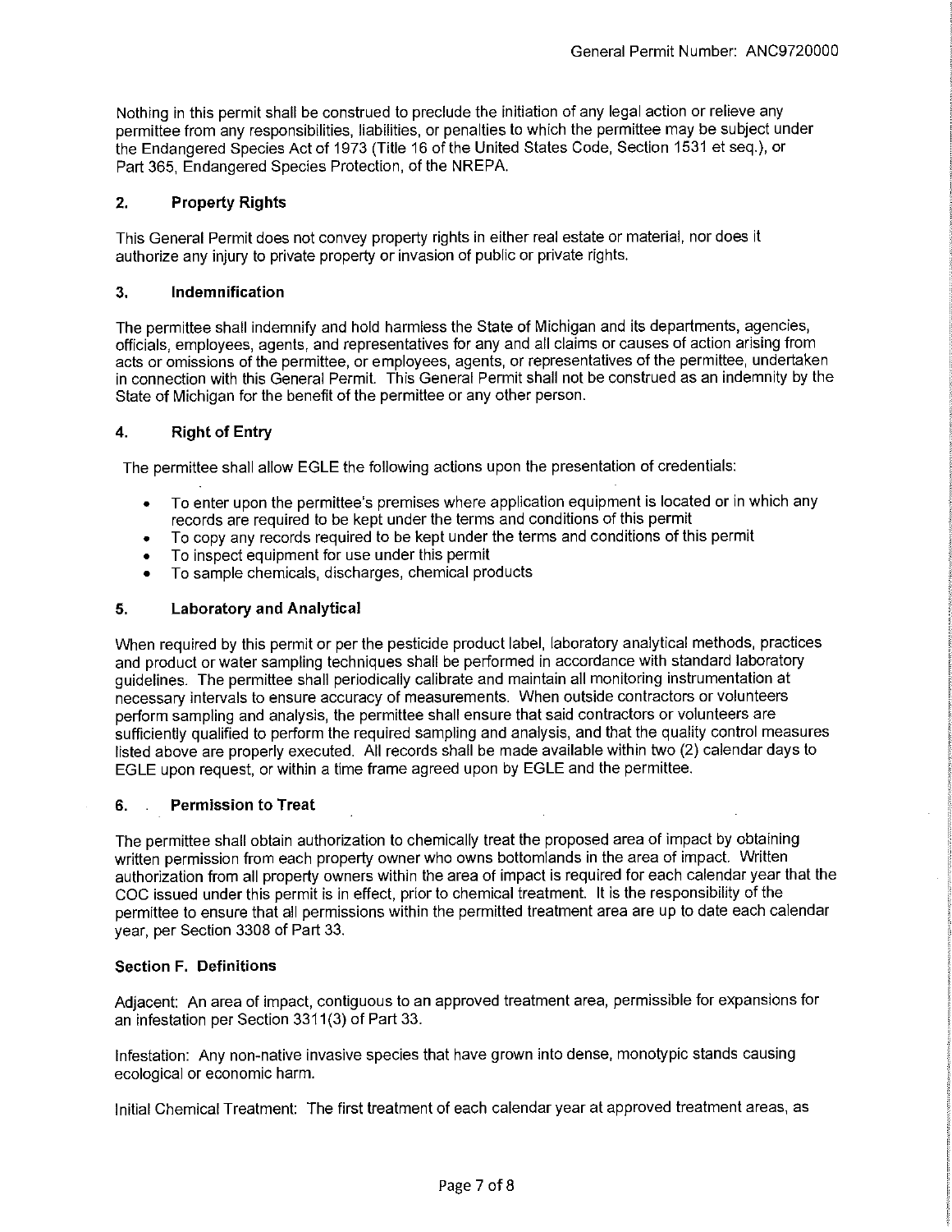Nothing in this permit shall be construed to preclude the initiation of any legal action or relieve any permittee from any responsibilities, liabilities, or penalties to which the permittee may be subject under the Endangered Species Act of 1973 (Title 16 of the United States Code, Section 1531 et seq.), or Part 365, Endangered Species Protection, of the NREPA.

### 2. Property Rights

This General Permit does not convey property rights in either real estate or material, nor does it authorize any injury to private property or invasion of public or private rights.

### 3. Indemnification

The permittee shall indemnify and hold harmless the State of Michigan and its departments, agencies, officials, employees, agents, and representatives for any and all claims or causes of action arising from acts or omissions of the permittee, or employees, agents, or representatives of the permittee, undertaken in connection with this General Permit. This General Permit shall not be construed as an indemnity by the State of Michigan for the benefit of the permittee or any other person.

### 4. Right of Entry

The permittee shall allow EGLE the following actions upon the presentation of credentials:

- To enter upon the permittee's premises where application equipment is located or in which any records are required to be kept under the terms and conditions of this permit
- To copy any records required to be kept under the terms and conditions of this permit
- To inspect equipment for use under this permit
- To sample chemicals, discharges, chemical products

### 5. Laboratory and Analytical

When required by this permit or per the pesticide product label, laboratory analytical methods, practices and product or water sampling techniques shall be performed in accordance with standard laboratory guidelines. The permittee shall periodically calibrate and maintain all monitoring instrumentation at necessary intervals to ensure accuracy of measurements. When outside contractors or volunteers perform sampling and analysis, the permittee shall ensure that said contractors or volunteers are sufficiently qualified to perform the required sampling and analysis, and that the quality control measures listed above are properly executed. All records shall be made available within two (2) calendar days to EGLE upon request, or within a time frame agreed upon by EGLE and the permittee.

### 6. Permission to Treat

The permittee shall obtain authorization to chemically treat the proposed area of impact by obtaining written permission from each property owner who owns bottomlands in the area of impact. Written authorization from all property owners within the area of impact is required for each calendar year that the COC issued under this permit is in effect, prior to chemical treatment. It is the responsibility of the permittee to ensure that all permissions within the permitted treatment area are up to date each calendar year, per Section 3308 of Part 33.

## Section F. Definitions

Adjacent: An area of impact, contiguous to an approved treatment area, permissible for expansions for an infestation per Section 3311(3) of Part 33.

Infestation: Any non-native invasive species that have grown into dense, monotypic stands causing ecological or economic harm.

Initial Chemical Treatment: The first treatment of each calendar year at approved treatment areas, as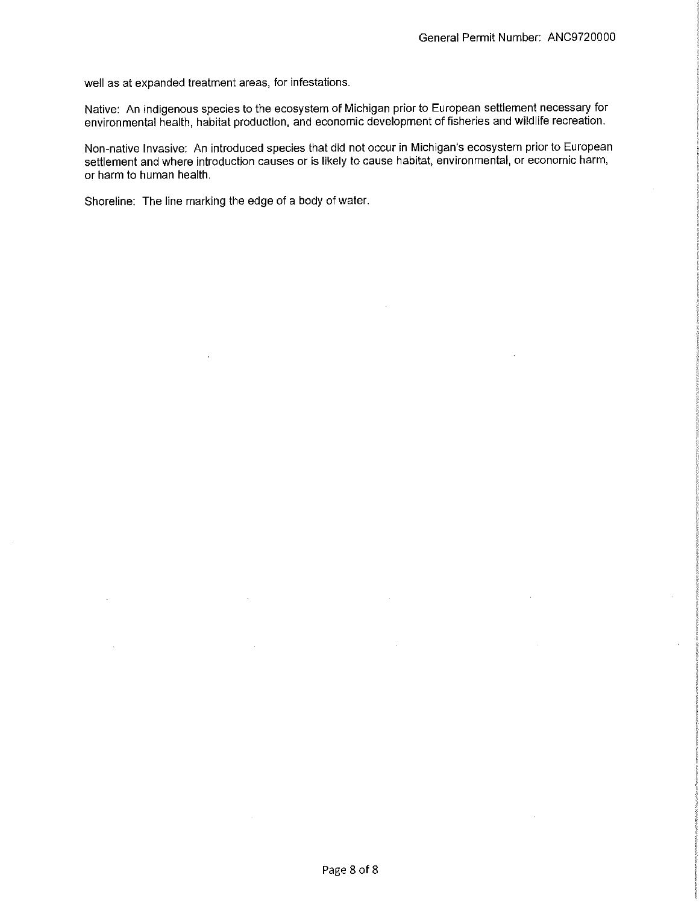well as at expanded treatment areas, for infestations.

Native: An indigenous species to the ecosystem of Michigan prior to European settlement necessary for environmental health, habitat production, and economic development of fisheries and wildlife recreation.

Non-native Invasive: An introduced species that did not occur in Michigan's ecosystem prior to European settlement and where introduction causes or is likely to cause habitat, environmental, or economic harm, or harm to human health.

Shoreline: The line marking the edge of a body of water.